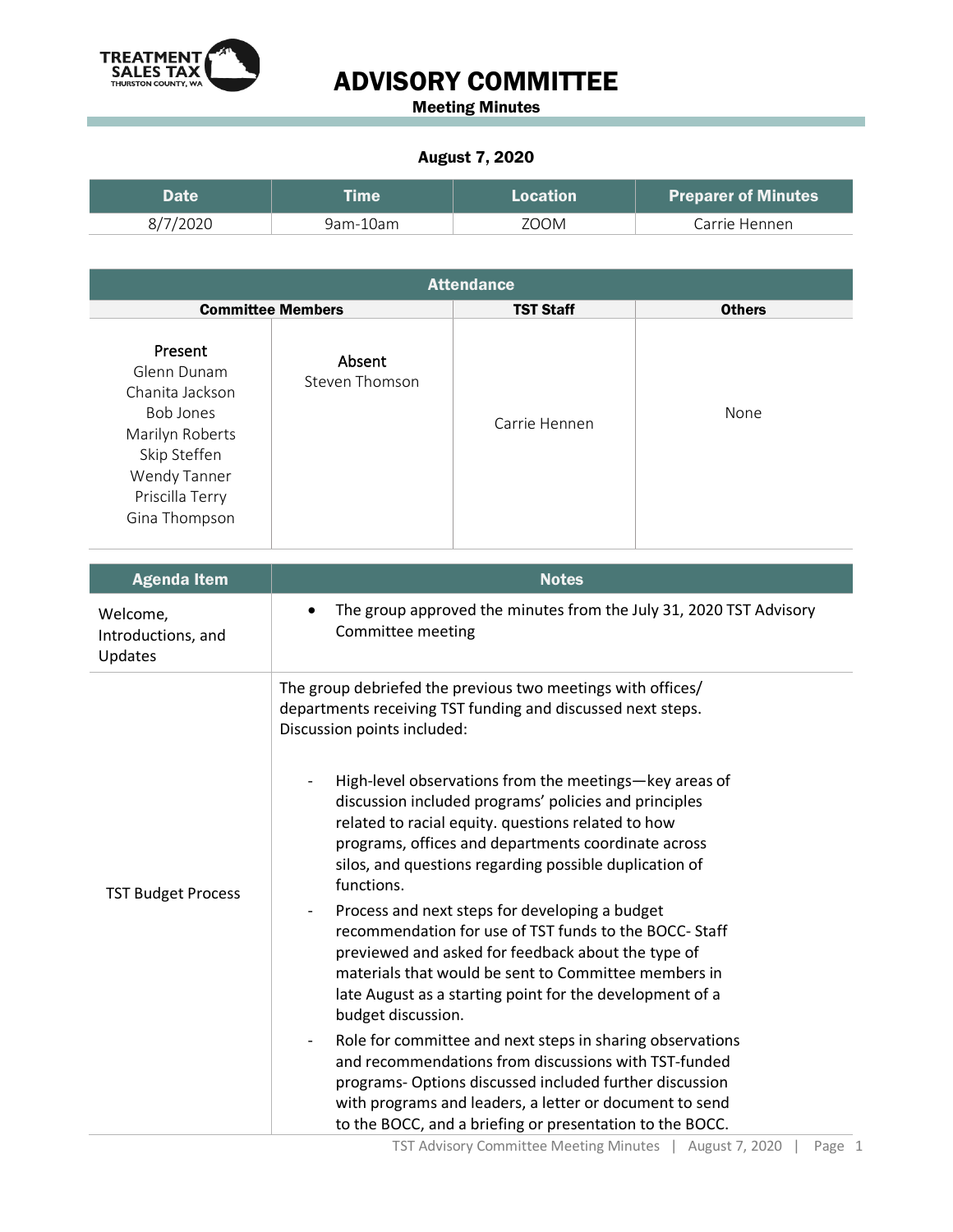TREATMENT SALES TAX
THURSTON COUNTY, WA

# ADVISORY COMMITTEE

**Meeting Minutes**

**August 7, 2020**

| Date | Time | Location | Preparer of Minutes |
|---|---|---|---|
| 8/7/2020 | 9am-10am | ZOOM | Carrie Hennen |

| Attendance | | | |
|---|---|---|---|
| **Committee Members** | | **TST Staff** | **Others** |
| **Present**<br>Glenn Dunam<br>Chanita Jackson<br>Bob Jones<br>Marilyn Roberts<br>Skip Steffen<br>Wendy Tanner<br>Priscilla Terry<br>Gina Thompson | **Absent**<br>Steven Thomson | Carrie Hennen | None |

| Agenda Item | Notes |
|---|---|
| Welcome, Introductions, and Updates | • The group approved the minutes from the July 31, 2020 TST Advisory Committee meeting |
| TST Budget Process | The group debriefed the previous two meetings with offices/ departments receiving TST funding and discussed next steps. Discussion points included:<br><br>- High-level observations from the meetings—key areas of discussion included programs' policies and principles related to racial equity. questions related to how programs, offices and departments coordinate across silos, and questions regarding possible duplication of functions.<br>- Process and next steps for developing a budget recommendation for use of TST funds to the BOCC- Staff previewed and asked for feedback about the type of materials that would be sent to Committee members in late August as a starting point for the development of a budget discussion.<br>- Role for committee and next steps in sharing observations and recommendations from discussions with TST-funded programs- Options discussed included further discussion with programs and leaders, a letter or document to send to the BOCC, and a briefing or presentation to the BOCC. |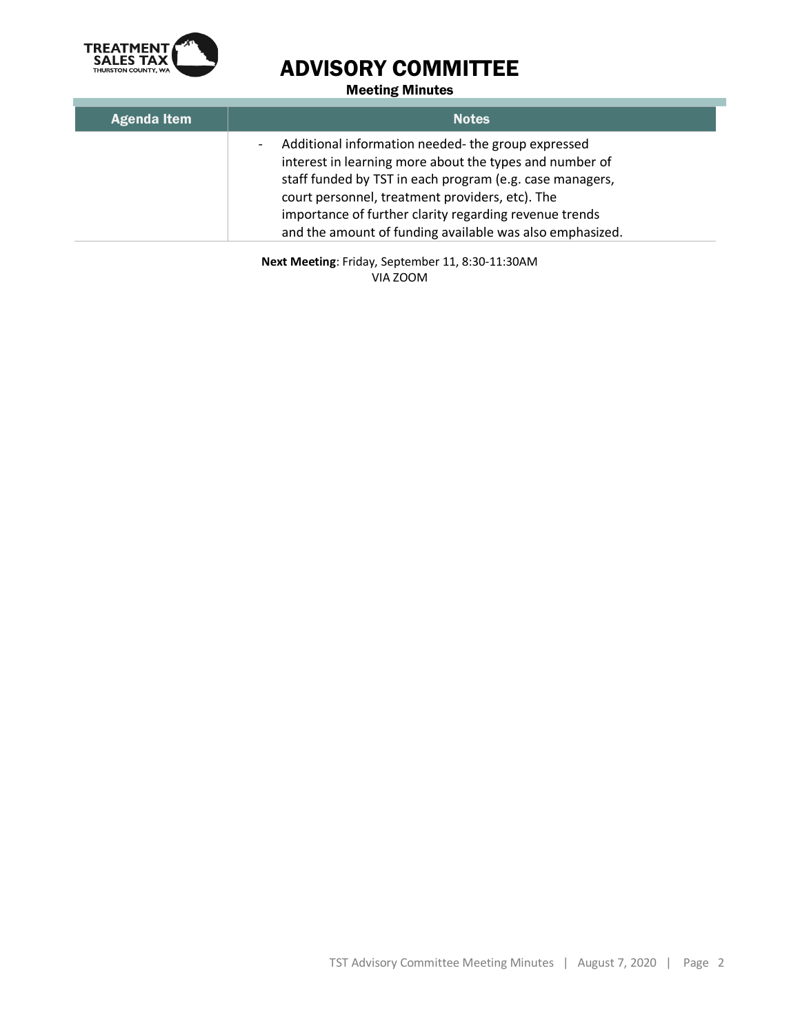# ADVISORY COMMITTEE

**Meeting Minutes**

| Agenda Item | Notes |
| --- | --- |
| | - Additional information needed- the group expressed interest in learning more about the types and number of staff funded by TST in each program (e.g. case managers, court personnel, treatment providers, etc). The importance of further clarity regarding revenue trends and the amount of funding available was also emphasized. |

**Next Meeting**: Friday, September 11, 8:30-11:30AM
VIA ZOOM